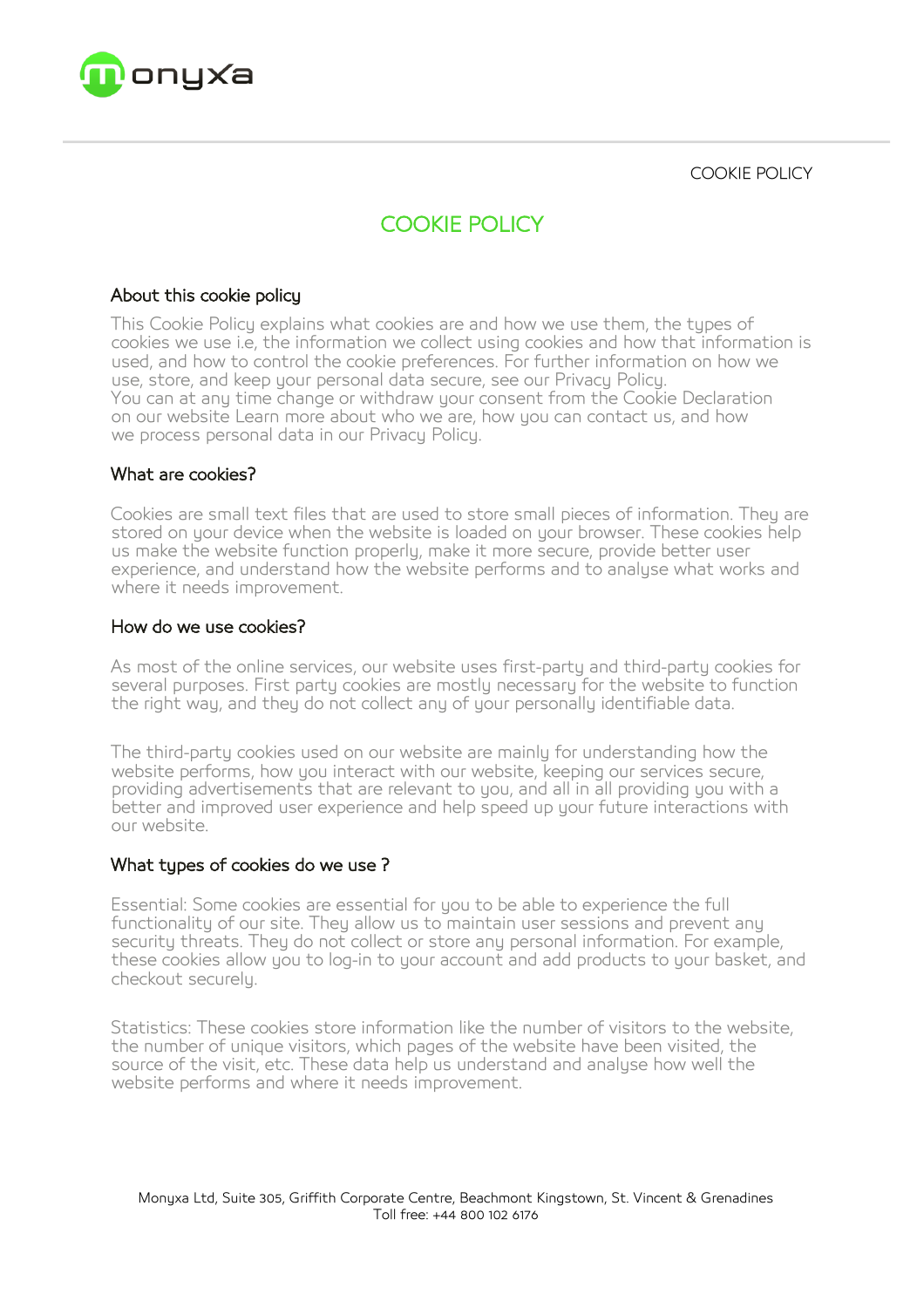# COOKIE POLICY

## About this cookie policy

This Cookie Policy explains what cookies are and how we use them, the types of cookies we use i.e, the information we collect using cookies and how that information is used, and how to control the cookie preferences. For further information on how we use, store, and keep your personal data secure, see our Privacy Policy.
You can at any time change or withdraw your consent from the Cookie Declaration on our website Learn more about who we are, how you can contact us, and how we process personal data in our Privacy Policy.

## What are cookies?

Cookies are small text files that are used to store small pieces of information. They are stored on your device when the website is loaded on your browser. These cookies help us make the website function properly, make it more secure, provide better user experience, and understand how the website performs and to analyse what works and where it needs improvement.

## How do we use cookies?

As most of the online services, our website uses first-party and third-party cookies for several purposes. First party cookies are mostly necessary for the website to function the right way, and they do not collect any of your personally identifiable data.

The third-party cookies used on our website are mainly for understanding how the website performs, how you interact with our website, keeping our services secure, providing advertisements that are relevant to you, and all in all providing you with a better and improved user experience and help speed up your future interactions with our website.

## What types of cookies do we use ?

Essential: Some cookies are essential for you to be able to experience the full functionality of our site. They allow us to maintain user sessions and prevent any security threats. They do not collect or store any personal information. For example, these cookies allow you to log-in to your account and add products to your basket, and checkout securely.

Statistics: These cookies store information like the number of visitors to the website, the number of unique visitors, which pages of the website have been visited, the source of the visit, etc. These data help us understand and analyse how well the website performs and where it needs improvement.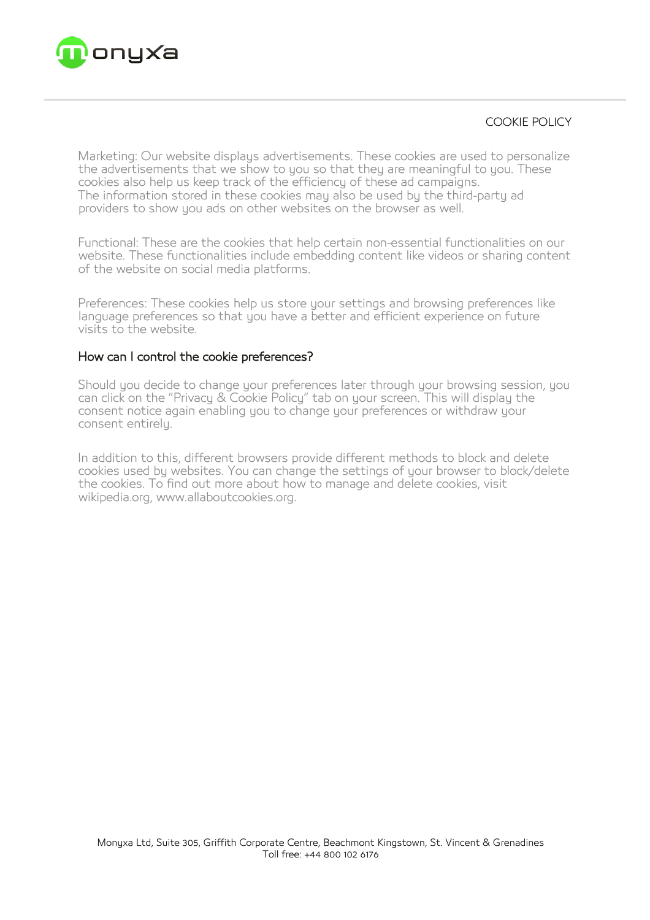Marketing: Our website displays advertisements. These cookies are used to personalize the advertisements that we show to you so that they are meaningful to you. These cookies also help us keep track of the efficiency of these ad campaigns.
The information stored in these cookies may also be used by the third-party ad providers to show you ads on other websites on the browser as well.

Functional: These are the cookies that help certain non-essential functionalities on our website. These functionalities include embedding content like videos or sharing content of the website on social media platforms.

Preferences: These cookies help us store your settings and browsing preferences like language preferences so that you have a better and efficient experience on future visits to the website.

## How can I control the cookie preferences?

Should you decide to change your preferences later through your browsing session, you can click on the "Privacy & Cookie Policy" tab on your screen. This will display the consent notice again enabling you to change your preferences or withdraw your consent entirely.

In addition to this, different browsers provide different methods to block and delete cookies used by websites. You can change the settings of your browser to block/delete the cookies. To find out more about how to manage and delete cookies, visit wikipedia.org, www.allaboutcookies.org.